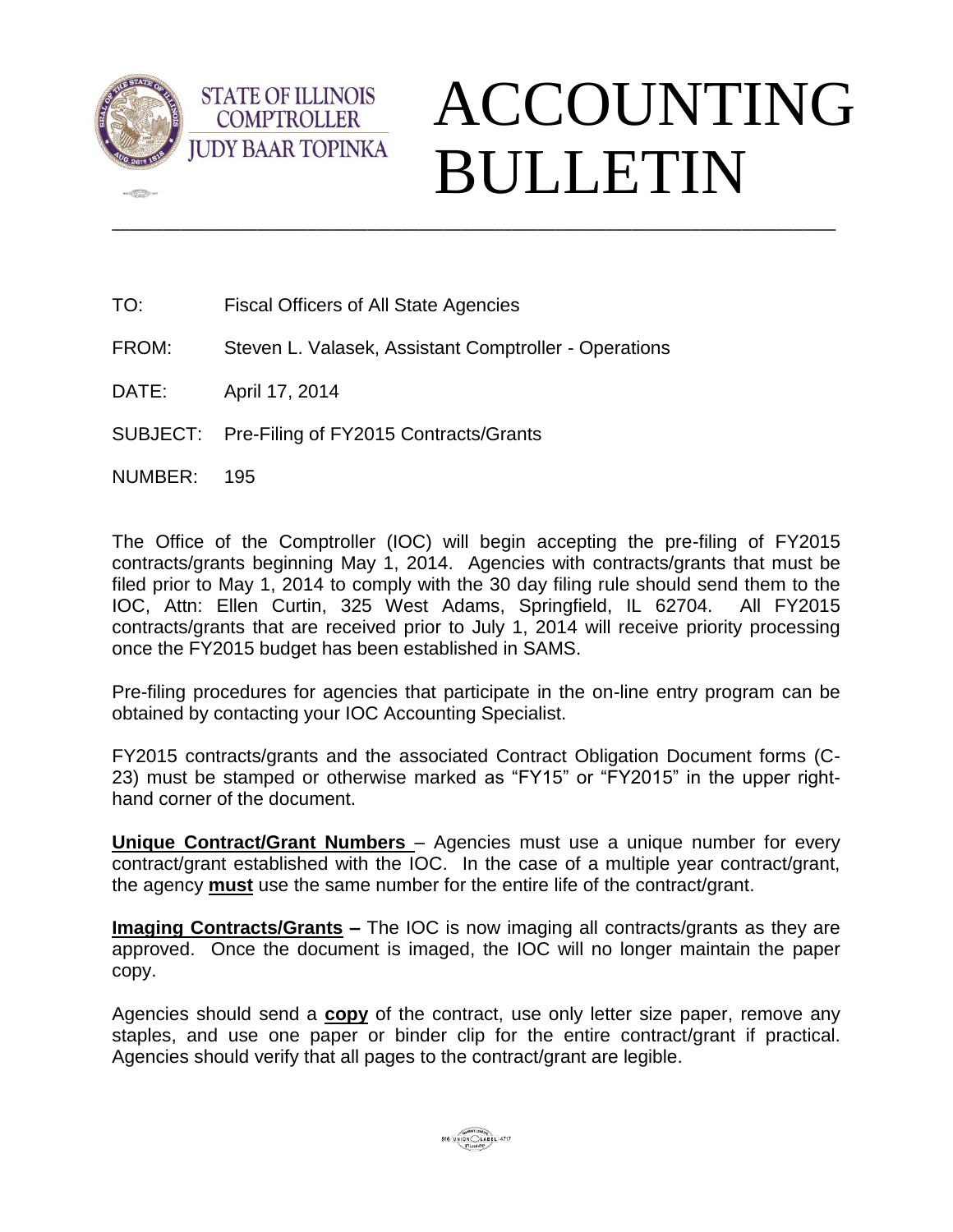STATE OF ILLINOIS
COMPTROLLER
JUDY BAAR TOPINKA

# ACCOUNTING BULLETIN

---

TO: Fiscal Officers of All State Agencies

FROM: Steven L. Valasek, Assistant Comptroller - Operations

DATE: April 17, 2014

SUBJECT: Pre-Filing of FY2015 Contracts/Grants

NUMBER: 195

The Office of the Comptroller (IOC) will begin accepting the pre-filing of FY2015 contracts/grants beginning May 1, 2014. Agencies with contracts/grants that must be filed prior to May 1, 2014 to comply with the 30 day filing rule should send them to the IOC, Attn: Ellen Curtin, 325 West Adams, Springfield, IL 62704. All FY2015 contracts/grants that are received prior to July 1, 2014 will receive priority processing once the FY2015 budget has been established in SAMS.

Pre-filing procedures for agencies that participate in the on-line entry program can be obtained by contacting your IOC Accounting Specialist.

FY2015 contracts/grants and the associated Contract Obligation Document forms (C-23) must be stamped or otherwise marked as "FY15" or "FY2015" in the upper right-hand corner of the document.

**Unique Contract/Grant Numbers** – Agencies must use a unique number for every contract/grant established with the IOC. In the case of a multiple year contract/grant, the agency **must** use the same number for the entire life of the contract/grant.

**Imaging Contracts/Grants –** The IOC is now imaging all contracts/grants as they are approved. Once the document is imaged, the IOC will no longer maintain the paper copy.

Agencies should send a **copy** of the contract, use only letter size paper, remove any staples, and use one paper or binder clip for the entire contract/grant if practical. Agencies should verify that all pages to the contract/grant are legible.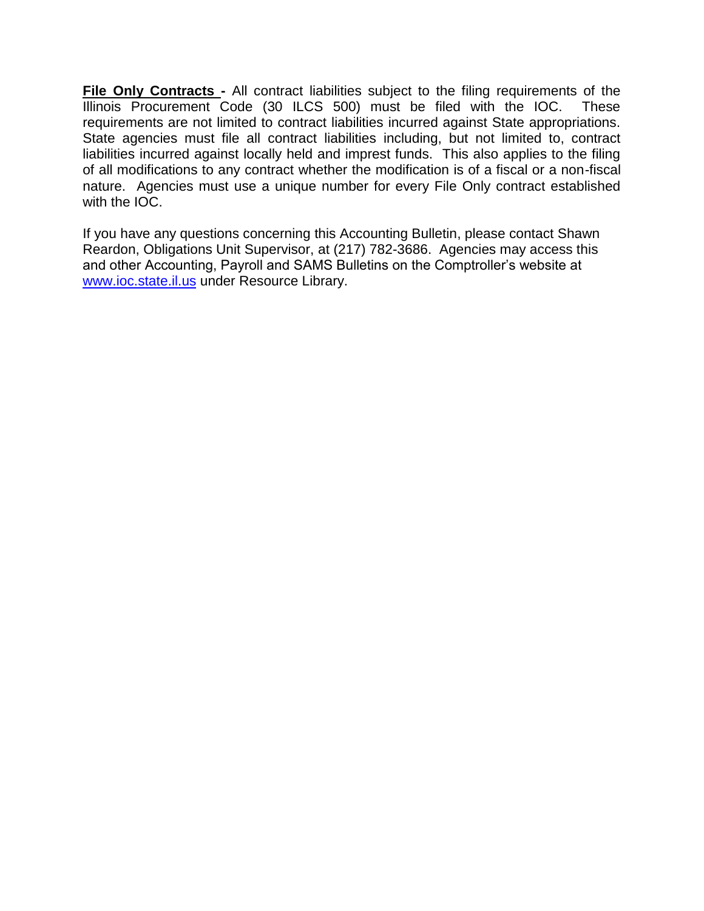**File Only Contracts -** All contract liabilities subject to the filing requirements of the Illinois Procurement Code (30 ILCS 500) must be filed with the IOC. These requirements are not limited to contract liabilities incurred against State appropriations. State agencies must file all contract liabilities including, but not limited to, contract liabilities incurred against locally held and imprest funds. This also applies to the filing of all modifications to any contract whether the modification is of a fiscal or a non-fiscal nature. Agencies must use a unique number for every File Only contract established with the IOC.

If you have any questions concerning this Accounting Bulletin, please contact Shawn Reardon, Obligations Unit Supervisor, at (217) 782-3686. Agencies may access this and other Accounting, Payroll and SAMS Bulletins on the Comptroller's website at [www.ioc.state.il.us](http://www.ioc.state.il.us) under Resource Library.